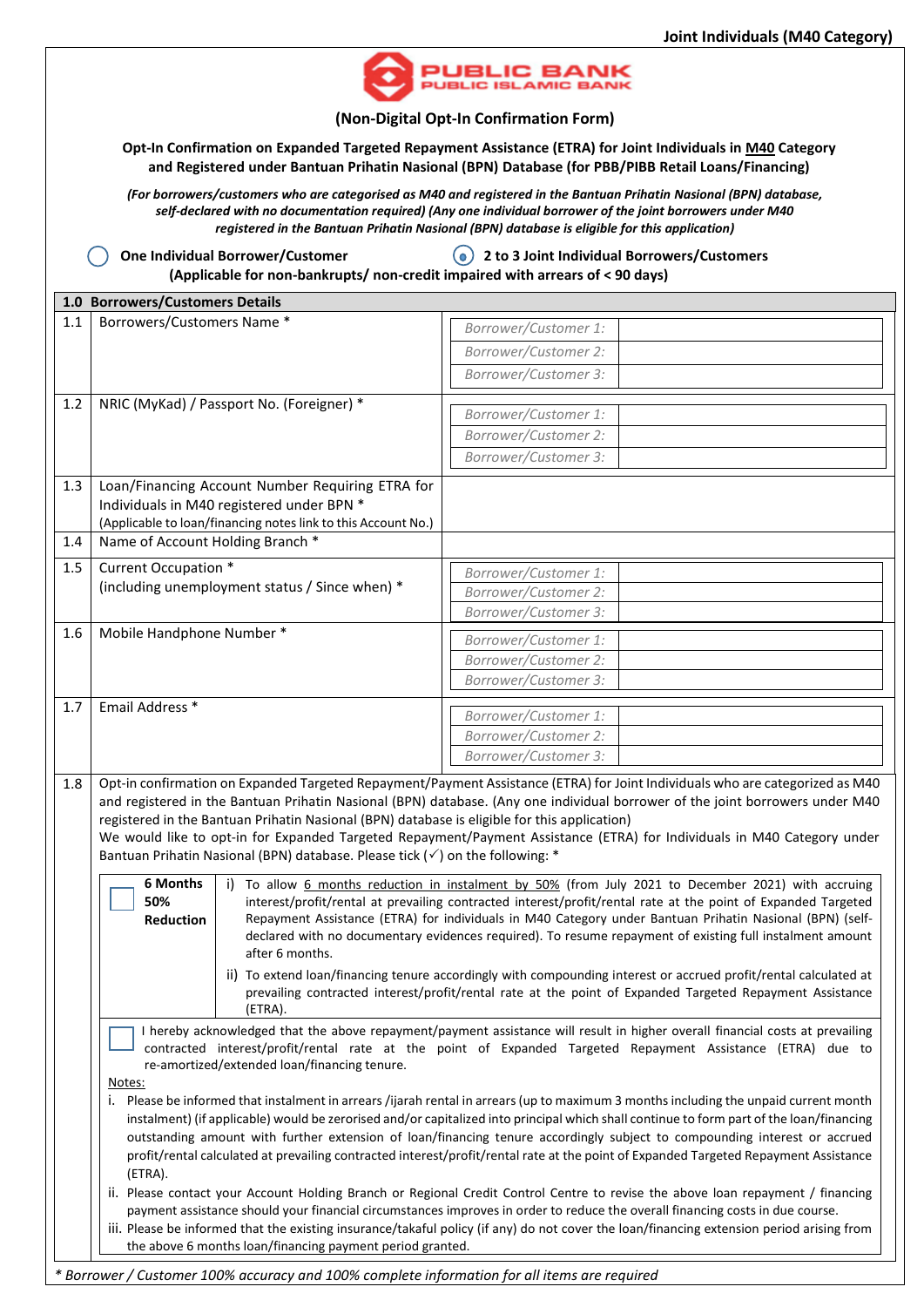**Joint Individuals (M40 Category)**

PUBLIC BANK
PUBLIC ISLAMIC BANK

## (Non-Digital Opt-In Confirmation Form)

**Opt-In Confirmation on Expanded Targeted Repayment Assistance (ETRA) for Joint Individuals in <u>M40</u> Category and Registered under Bantuan Prihatin Nasional (BPN) Database (for PBB/PIBB Retail Loans/Financing)**

***(For borrowers/customers who are categorised as M40 and registered in the Bantuan Prihatin Nasional (BPN) database, self-declared with no documentation required) (Any one individual borrower of the joint borrowers under M40 registered in the Bantuan Prihatin Nasional (BPN) database is eligible for this application)***

○ **One Individual Borrower/Customer** ◉ **2 to 3 Joint Individual Borrowers/Customers**

**(Applicable for non-bankrupts/ non-credit impaired with arrears of < 90 days)**

| **1.0** | **Borrowers/Customers Details** | | |
|---|---|---|---|
| 1.1 | Borrowers/Customers Name * | *Borrower/Customer 1:* | |
| | | *Borrower/Customer 2:* | |
| | | *Borrower/Customer 3:* | |
| 1.2 | NRIC (MyKad) / Passport No. (Foreigner) * | *Borrower/Customer 1:* | |
| | | *Borrower/Customer 2:* | |
| | | *Borrower/Customer 3:* | |
| 1.3 | Loan/Financing Account Number Requiring ETRA for Individuals in M40 registered under BPN * (Applicable to loan/financing notes link to this Account No.) | | |
| 1.4 | Name of Account Holding Branch * | | |
| 1.5 | Current Occupation * (including unemployment status / Since when) * | *Borrower/Customer 1:* | |
| | | *Borrower/Customer 2:* | |
| | | *Borrower/Customer 3:* | |
| 1.6 | Mobile Handphone Number * | *Borrower/Customer 1:* | |
| | | *Borrower/Customer 2:* | |
| | | *Borrower/Customer 3:* | |
| 1.7 | Email Address * | *Borrower/Customer 1:* | |
| | | *Borrower/Customer 2:* | |
| | | *Borrower/Customer 3:* | |

1.8 Opt-in confirmation on Expanded Targeted Repayment/Payment Assistance (ETRA) for Joint Individuals who are categorized as M40 and registered in the Bantuan Prihatin Nasional (BPN) database. (Any one individual borrower of the joint borrowers under M40 registered in the Bantuan Prihatin Nasional (BPN) database is eligible for this application)
We would like to opt-in for Expanded Targeted Repayment/Payment Assistance (ETRA) for Individuals in M40 Category under Bantuan Prihatin Nasional (BPN) database. Please tick (✓) on the following: *

| | |
|---|---|
| ☐ **6 Months 50% Reduction** | i) To allow <u>6 months reduction in instalment by 50%</u> (from July 2021 to December 2021) with accruing interest/profit/rental at prevailing contracted interest/profit/rental rate at the point of Expanded Targeted Repayment Assistance (ETRA) for individuals in M40 Category under Bantuan Prihatin Nasional (BPN) (self-declared with no documentary evidences required). To resume repayment of existing full instalment amount after 6 months.<br>ii) To extend loan/financing tenure accordingly with compounding interest or accrued profit/rental calculated at prevailing contracted interest/profit/rental rate at the point of Expanded Targeted Repayment Assistance (ETRA). |

☐ I hereby acknowledged that the above repayment/payment assistance will result in higher overall financial costs at prevailing contracted interest/profit/rental rate at the point of Expanded Targeted Repayment Assistance (ETRA) due to re-amortized/extended loan/financing tenure.

<u>Notes:</u>

i. Please be informed that instalment in arrears /ijarah rental in arrears (up to maximum 3 months including the unpaid current month instalment) (if applicable) would be zerorised and/or capitalized into principal which shall continue to form part of the loan/financing outstanding amount with further extension of loan/financing tenure accordingly subject to compounding interest or accrued profit/rental calculated at prevailing contracted interest/profit/rental rate at the point of Expanded Targeted Repayment Assistance (ETRA).

ii. Please contact your Account Holding Branch or Regional Credit Control Centre to revise the above loan repayment / financing payment assistance should your financial circumstances improves in order to reduce the overall financing costs in due course.

iii. Please be informed that the existing insurance/takaful policy (if any) do not cover the loan/financing extension period arising from the above 6 months loan/financing payment period granted.

*\* Borrower / Customer 100% accuracy and 100% complete information for all items are required*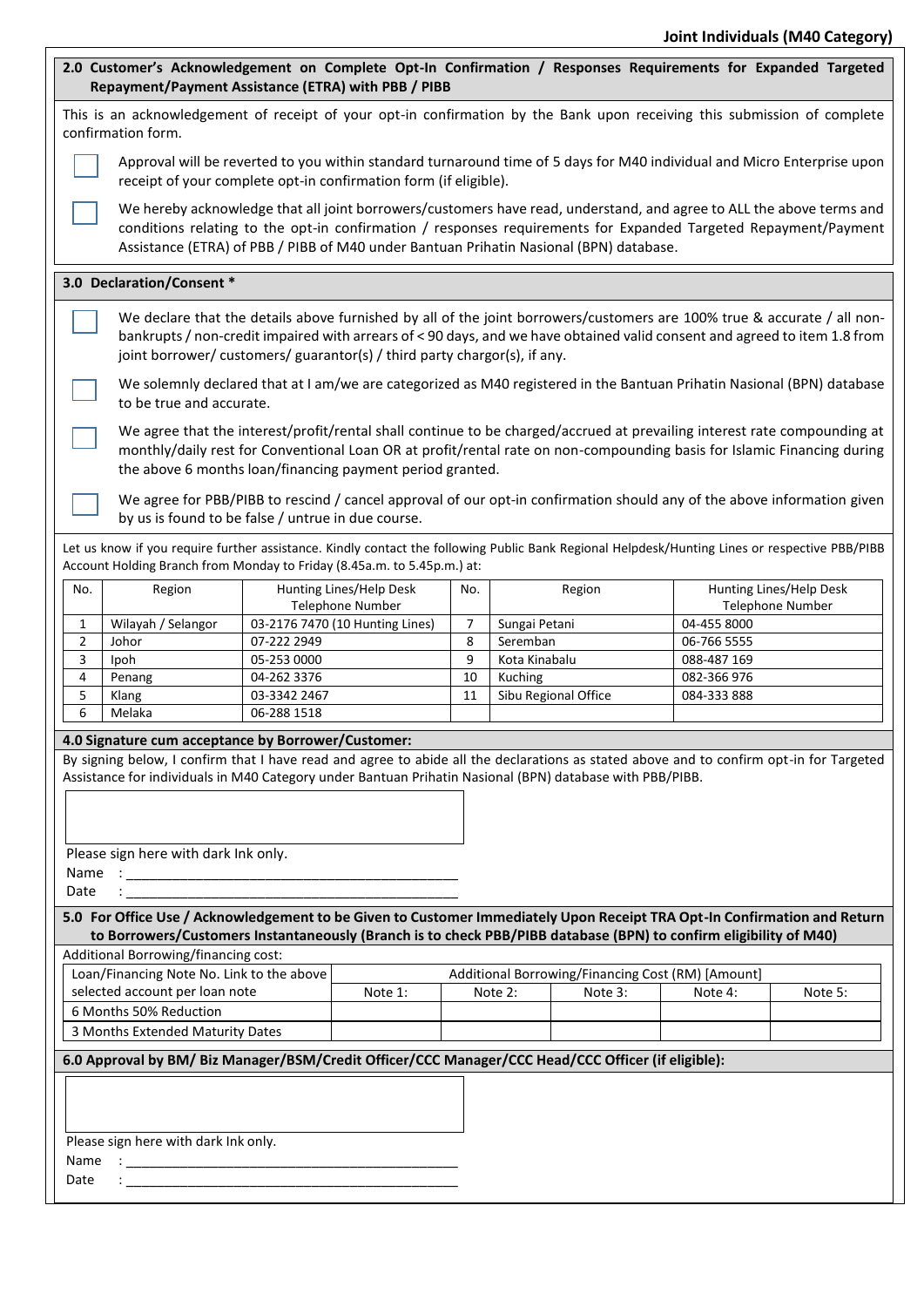**Joint Individuals (M40 Category)**

## 2.0 Customer's Acknowledgement on Complete Opt-In Confirmation / Responses Requirements for Expanded Targeted Repayment/Payment Assistance (ETRA) with PBB / PIBB

This is an acknowledgement of receipt of your opt-in confirmation by the Bank upon receiving this submission of complete confirmation form.

☐ Approval will be reverted to you within standard turnaround time of 5 days for M40 individual and Micro Enterprise upon receipt of your complete opt-in confirmation form (if eligible).

☐ We hereby acknowledge that all joint borrowers/customers have read, understand, and agree to ALL the above terms and conditions relating to the opt-in confirmation / responses requirements for Expanded Targeted Repayment/Payment Assistance (ETRA) of PBB / PIBB of M40 under Bantuan Prihatin Nasional (BPN) database.

## 3.0 Declaration/Consent *

☐ We declare that the details above furnished by all of the joint borrowers/customers are 100% true & accurate / all non-bankrupts / non-credit impaired with arrears of < 90 days, and we have obtained valid consent and agreed to item 1.8 from joint borrower/ customers/ guarantor(s) / third party chargor(s), if any.

☐ We solemnly declared that at I am/we are categorized as M40 registered in the Bantuan Prihatin Nasional (BPN) database to be true and accurate.

☐ We agree that the interest/profit/rental shall continue to be charged/accrued at prevailing interest rate compounding at monthly/daily rest for Conventional Loan OR at profit/rental rate on non-compounding basis for Islamic Financing during the above 6 months loan/financing payment period granted.

☐ We agree for PBB/PIBB to rescind / cancel approval of our opt-in confirmation should any of the above information given by us is found to be false / untrue in due course.

Let us know if you require further assistance. Kindly contact the following Public Bank Regional Helpdesk/Hunting Lines or respective PBB/PIBB Account Holding Branch from Monday to Friday (8.45a.m. to 5.45p.m.) at:

| No. | Region | Hunting Lines/Help Desk Telephone Number | No. | Region | Hunting Lines/Help Desk Telephone Number |
|---|---|---|---|---|---|
| 1 | Wilayah / Selangor | 03-2176 7470 (10 Hunting Lines) | 7 | Sungai Petani | 04-455 8000 |
| 2 | Johor | 07-222 2949 | 8 | Seremban | 06-766 5555 |
| 3 | Ipoh | 05-253 0000 | 9 | Kota Kinabalu | 088-487 169 |
| 4 | Penang | 04-262 3376 | 10 | Kuching | 082-366 976 |
| 5 | Klang | 03-3342 2467 | 11 | Sibu Regional Office | 084-333 888 |
| 6 | Melaka | 06-288 1518 | | | |

## 4.0 Signature cum acceptance by Borrower/Customer:

By signing below, I confirm that I have read and agree to abide all the declarations as stated above and to confirm opt-in for Targeted Assistance for individuals in M40 Category under Bantuan Prihatin Nasional (BPN) database with PBB/PIBB.

Please sign here with dark Ink only.

Name : _______________________________________________

Date : _______________________________________________

## 5.0 For Office Use / Acknowledgement to be Given to Customer Immediately Upon Receipt TRA Opt-In Confirmation and Return to Borrowers/Customers Instantaneously (Branch is to check PBB/PIBB database (BPN) to confirm eligibility of M40)

Additional Borrowing/financing cost:

| Loan/Financing Note No. Link to the above selected account per loan note | Additional Borrowing/Financing Cost (RM) [Amount] | | | | |
|---|---|---|---|---|---|
| | Note 1: | Note 2: | Note 3: | Note 4: | Note 5: |
| 6 Months 50% Reduction | | | | | |
| 3 Months Extended Maturity Dates | | | | | |

## 6.0 Approval by BM/ Biz Manager/BSM/Credit Officer/CCC Manager/CCC Head/CCC Officer (if eligible):

Please sign here with dark Ink only.

Name : _______________________________________________

Date : _______________________________________________